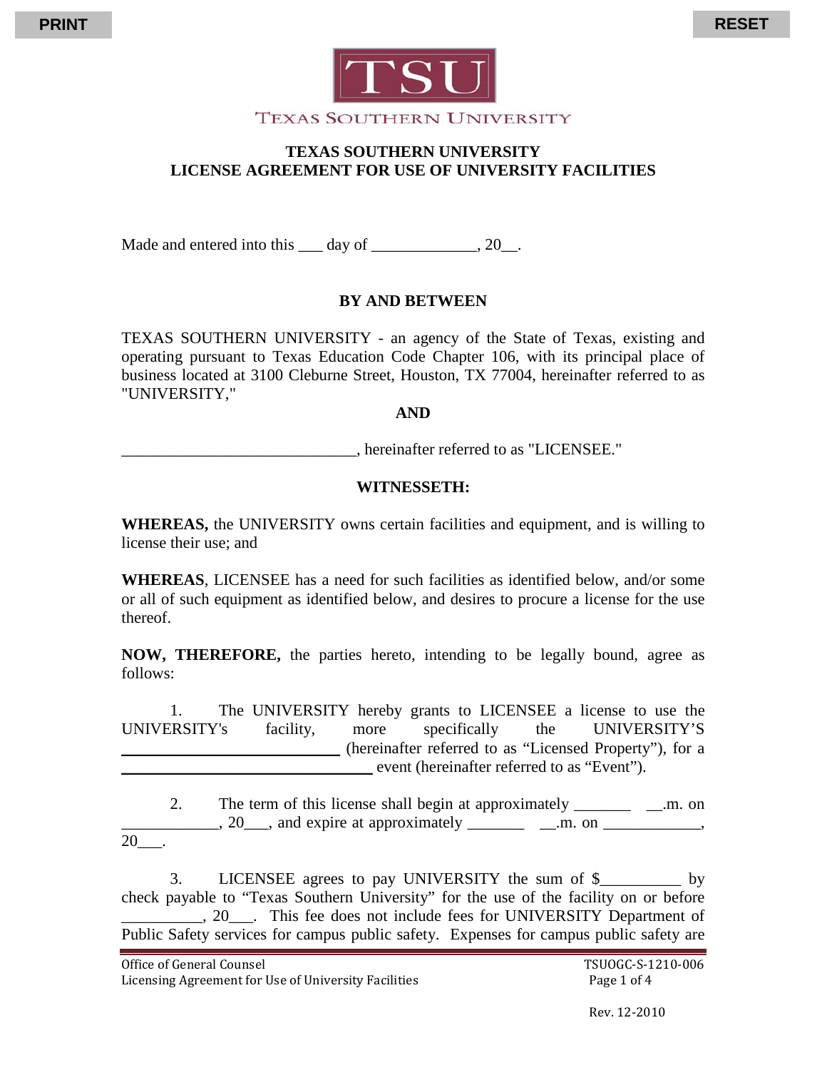TEXAS SOUTHERN UNIVERSITY

**TEXAS SOUTHERN UNIVERSITY**
**LICENSE AGREEMENT FOR USE OF UNIVERSITY FACILITIES**

Made and entered into this ___ day of _____________, 20__.

**BY AND BETWEEN**

TEXAS SOUTHERN UNIVERSITY - an agency of the State of Texas, existing and operating pursuant to Texas Education Code Chapter 106, with its principal place of business located at 3100 Cleburne Street, Houston, TX 77004, hereinafter referred to as "UNIVERSITY,"

**AND**

_____________________________, hereinafter referred to as "LICENSEE."

**WITNESSETH:**

**WHEREAS,** the UNIVERSITY owns certain facilities and equipment, and is willing to license their use; and

**WHEREAS**, LICENSEE has a need for such facilities as identified below, and/or some or all of such equipment as identified below, and desires to procure a license for the use thereof.

**NOW, THEREFORE,** the parties hereto, intending to be legally bound, agree as follows:

1. The UNIVERSITY hereby grants to LICENSEE a license to use the UNIVERSITY's facility, more specifically the UNIVERSITY'S ____________________________ (hereinafter referred to as "Licensed Property"), for a ________________________________ event (hereinafter referred to as "Event").

2. The term of this license shall begin at approximately _______ __.m. on ____________, 20___, and expire at approximately _______ __.m. on ____________, 20___.

3. LICENSEE agrees to pay UNIVERSITY the sum of $__________ by check payable to "Texas Southern University" for the use of the facility on or before __________, 20___. This fee does not include fees for UNIVERSITY Department of Public Safety services for campus public safety. Expenses for campus public safety are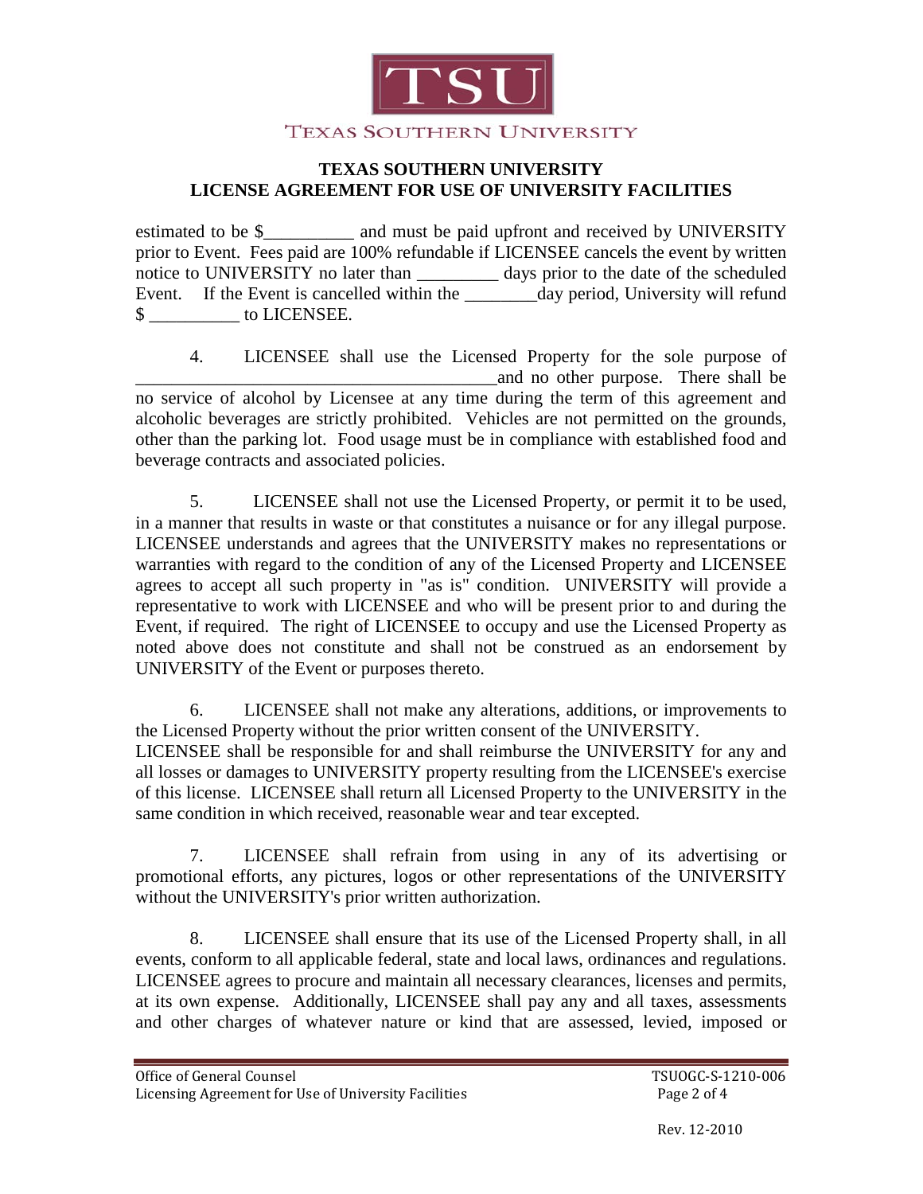TEXAS SOUTHERN UNIVERSITY

**TEXAS SOUTHERN UNIVERSITY**
**LICENSE AGREEMENT FOR USE OF UNIVERSITY FACILITIES**

estimated to be $__________ and must be paid upfront and received by UNIVERSITY prior to Event. Fees paid are 100% refundable if LICENSEE cancels the event by written notice to UNIVERSITY no later than _________ days prior to the date of the scheduled Event. If the Event is cancelled within the ________day period, University will refund $ __________ to LICENSEE.

4. LICENSEE shall use the Licensed Property for the sole purpose of ________________________________________and no other purpose. There shall be no service of alcohol by Licensee at any time during the term of this agreement and alcoholic beverages are strictly prohibited. Vehicles are not permitted on the grounds, other than the parking lot. Food usage must be in compliance with established food and beverage contracts and associated policies.

5. LICENSEE shall not use the Licensed Property, or permit it to be used, in a manner that results in waste or that constitutes a nuisance or for any illegal purpose. LICENSEE understands and agrees that the UNIVERSITY makes no representations or warranties with regard to the condition of any of the Licensed Property and LICENSEE agrees to accept all such property in "as is" condition. UNIVERSITY will provide a representative to work with LICENSEE and who will be present prior to and during the Event, if required. The right of LICENSEE to occupy and use the Licensed Property as noted above does not constitute and shall not be construed as an endorsement by UNIVERSITY of the Event or purposes thereto.

6. LICENSEE shall not make any alterations, additions, or improvements to the Licensed Property without the prior written consent of the UNIVERSITY. LICENSEE shall be responsible for and shall reimburse the UNIVERSITY for any and all losses or damages to UNIVERSITY property resulting from the LICENSEE's exercise of this license. LICENSEE shall return all Licensed Property to the UNIVERSITY in the same condition in which received, reasonable wear and tear excepted.

7. LICENSEE shall refrain from using in any of its advertising or promotional efforts, any pictures, logos or other representations of the UNIVERSITY without the UNIVERSITY's prior written authorization.

8. LICENSEE shall ensure that its use of the Licensed Property shall, in all events, conform to all applicable federal, state and local laws, ordinances and regulations. LICENSEE agrees to procure and maintain all necessary clearances, licenses and permits, at its own expense. Additionally, LICENSEE shall pay any and all taxes, assessments and other charges of whatever nature or kind that are assessed, levied, imposed or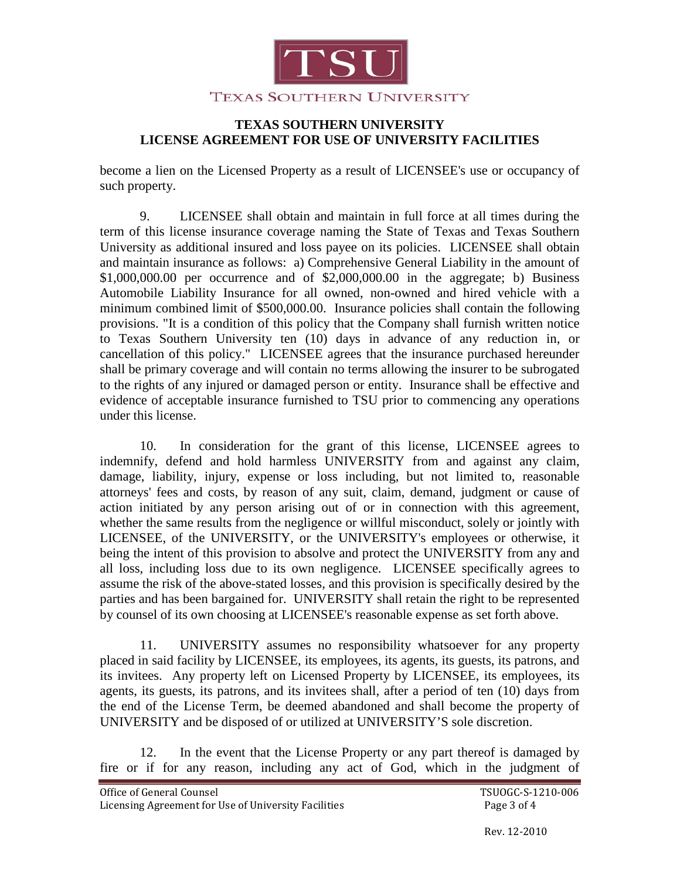become a lien on the Licensed Property as a result of LICENSEE's use or occupancy of such property.

9. LICENSEE shall obtain and maintain in full force at all times during the term of this license insurance coverage naming the State of Texas and Texas Southern University as additional insured and loss payee on its policies. LICENSEE shall obtain and maintain insurance as follows: a) Comprehensive General Liability in the amount of $1,000,000.00 per occurrence and of $2,000,000.00 in the aggregate; b) Business Automobile Liability Insurance for all owned, non-owned and hired vehicle with a minimum combined limit of $500,000.00. Insurance policies shall contain the following provisions. "It is a condition of this policy that the Company shall furnish written notice to Texas Southern University ten (10) days in advance of any reduction in, or cancellation of this policy." LICENSEE agrees that the insurance purchased hereunder shall be primary coverage and will contain no terms allowing the insurer to be subrogated to the rights of any injured or damaged person or entity. Insurance shall be effective and evidence of acceptable insurance furnished to TSU prior to commencing any operations under this license.

10. In consideration for the grant of this license, LICENSEE agrees to indemnify, defend and hold harmless UNIVERSITY from and against any claim, damage, liability, injury, expense or loss including, but not limited to, reasonable attorneys' fees and costs, by reason of any suit, claim, demand, judgment or cause of action initiated by any person arising out of or in connection with this agreement, whether the same results from the negligence or willful misconduct, solely or jointly with LICENSEE, of the UNIVERSITY, or the UNIVERSITY's employees or otherwise, it being the intent of this provision to absolve and protect the UNIVERSITY from any and all loss, including loss due to its own negligence. LICENSEE specifically agrees to assume the risk of the above-stated losses, and this provision is specifically desired by the parties and has been bargained for. UNIVERSITY shall retain the right to be represented by counsel of its own choosing at LICENSEE's reasonable expense as set forth above.

11. UNIVERSITY assumes no responsibility whatsoever for any property placed in said facility by LICENSEE, its employees, its agents, its guests, its patrons, and its invitees. Any property left on Licensed Property by LICENSEE, its employees, its agents, its guests, its patrons, and its invitees shall, after a period of ten (10) days from the end of the License Term, be deemed abandoned and shall become the property of UNIVERSITY and be disposed of or utilized at UNIVERSITY'S sole discretion.

12. In the event that the License Property or any part thereof is damaged by fire or if for any reason, including any act of God, which in the judgment of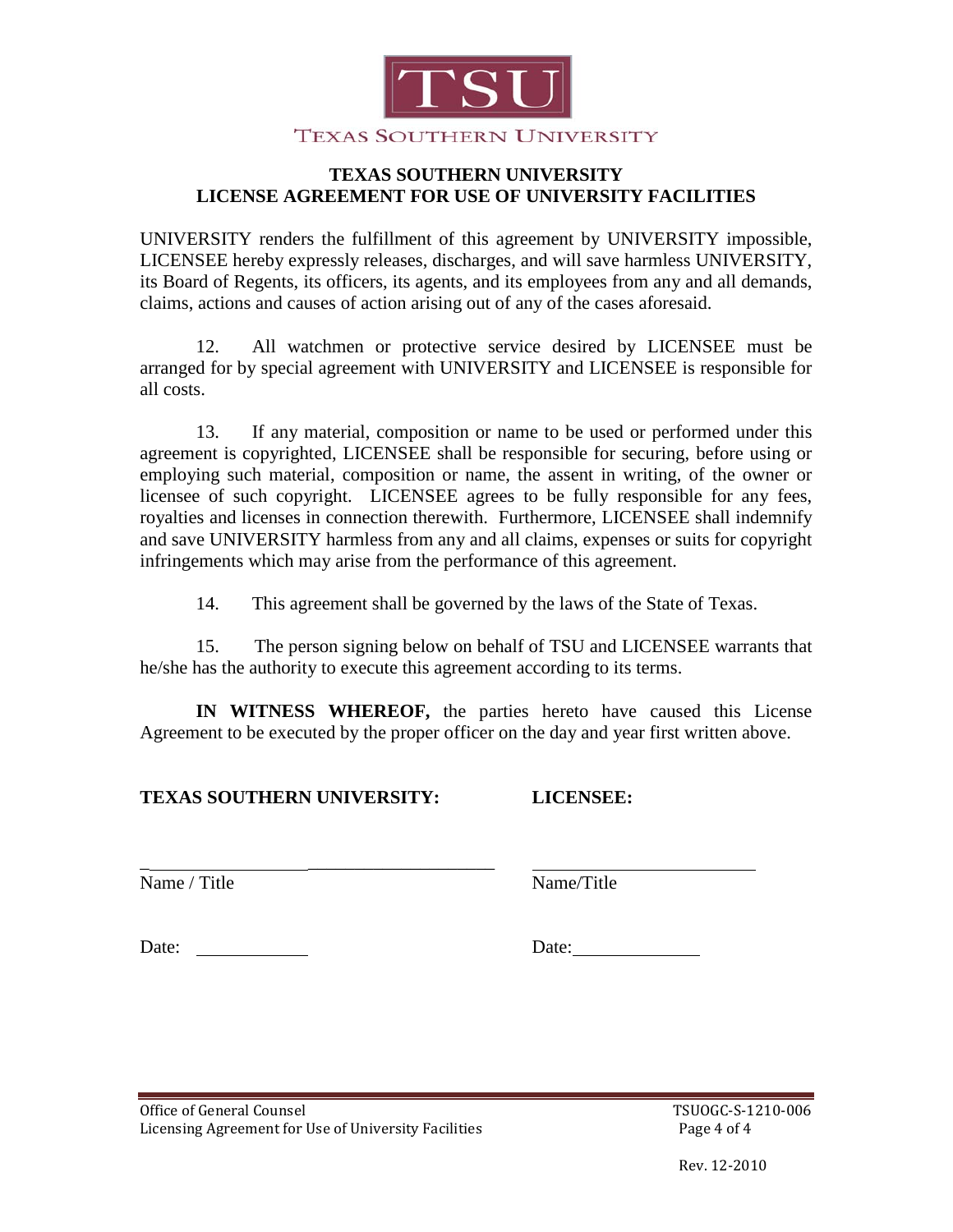**TEXAS SOUTHERN UNIVERSITY**
**LICENSE AGREEMENT FOR USE OF UNIVERSITY FACILITIES**

UNIVERSITY renders the fulfillment of this agreement by UNIVERSITY impossible, LICENSEE hereby expressly releases, discharges, and will save harmless UNIVERSITY, its Board of Regents, its officers, its agents, and its employees from any and all demands, claims, actions and causes of action arising out of any of the cases aforesaid.

12. All watchmen or protective service desired by LICENSEE must be arranged for by special agreement with UNIVERSITY and LICENSEE is responsible for all costs.

13. If any material, composition or name to be used or performed under this agreement is copyrighted, LICENSEE shall be responsible for securing, before using or employing such material, composition or name, the assent in writing, of the owner or licensee of such copyright. LICENSEE agrees to be fully responsible for any fees, royalties and licenses in connection therewith. Furthermore, LICENSEE shall indemnify and save UNIVERSITY harmless from any and all claims, expenses or suits for copyright infringements which may arise from the performance of this agreement.

14. This agreement shall be governed by the laws of the State of Texas.

15. The person signing below on behalf of TSU and LICENSEE warrants that he/she has the authority to execute this agreement according to its terms.

**IN WITNESS WHEREOF,** the parties hereto have caused this License Agreement to be executed by the proper officer on the day and year first written above.

**TEXAS SOUTHERN UNIVERSITY:**

______________________________
Name / Title

Date: ____________

**LICENSEE:**

______________________________
Name/Title

Date: ____________